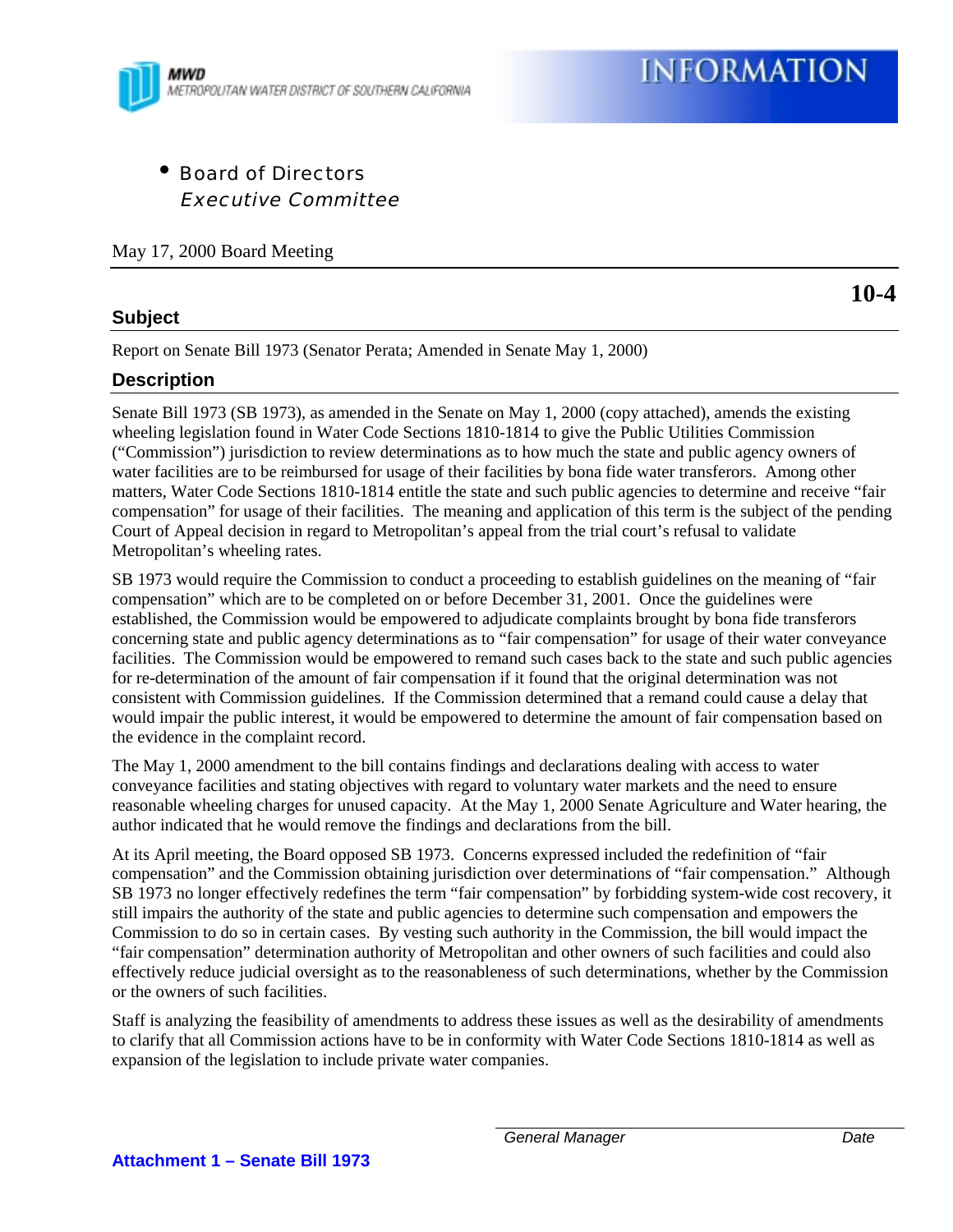**MWD**
METROPOLITAN WATER DISTRICT OF SOUTHERN CALIFORNIA

# INFORMATION

- Board of Directors
  *Executive Committee*

May 17, 2000 Board Meeting

**10-4**

## Subject

Report on Senate Bill 1973 (Senator Perata; Amended in Senate May 1, 2000)

## Description

Senate Bill 1973 (SB 1973), as amended in the Senate on May 1, 2000 (copy attached), amends the existing wheeling legislation found in Water Code Sections 1810-1814 to give the Public Utilities Commission ("Commission") jurisdiction to review determinations as to how much the state and public agency owners of water facilities are to be reimbursed for usage of their facilities by bona fide water transferors. Among other matters, Water Code Sections 1810-1814 entitle the state and such public agencies to determine and receive "fair compensation" for usage of their facilities. The meaning and application of this term is the subject of the pending Court of Appeal decision in regard to Metropolitan's appeal from the trial court's refusal to validate Metropolitan's wheeling rates.

SB 1973 would require the Commission to conduct a proceeding to establish guidelines on the meaning of "fair compensation" which are to be completed on or before December 31, 2001. Once the guidelines were established, the Commission would be empowered to adjudicate complaints brought by bona fide transferors concerning state and public agency determinations as to "fair compensation" for usage of their water conveyance facilities. The Commission would be empowered to remand such cases back to the state and such public agencies for re-determination of the amount of fair compensation if it found that the original determination was not consistent with Commission guidelines. If the Commission determined that a remand could cause a delay that would impair the public interest, it would be empowered to determine the amount of fair compensation based on the evidence in the complaint record.

The May 1, 2000 amendment to the bill contains findings and declarations dealing with access to water conveyance facilities and stating objectives with regard to voluntary water markets and the need to ensure reasonable wheeling charges for unused capacity. At the May 1, 2000 Senate Agriculture and Water hearing, the author indicated that he would remove the findings and declarations from the bill.

At its April meeting, the Board opposed SB 1973. Concerns expressed included the redefinition of "fair compensation" and the Commission obtaining jurisdiction over determinations of "fair compensation." Although SB 1973 no longer effectively redefines the term "fair compensation" by forbidding system-wide cost recovery, it still impairs the authority of the state and public agencies to determine such compensation and empowers the Commission to do so in certain cases. By vesting such authority in the Commission, the bill would impact the "fair compensation" determination authority of Metropolitan and other owners of such facilities and could also effectively reduce judicial oversight as to the reasonableness of such determinations, whether by the Commission or the owners of such facilities.

Staff is analyzing the feasibility of amendments to address these issues as well as the desirability of amendments to clarify that all Commission actions have to be in conformity with Water Code Sections 1810-1814 as well as expansion of the legislation to include private water companies.

*General Manager* *Date*

**Attachment 1 – Senate Bill 1973**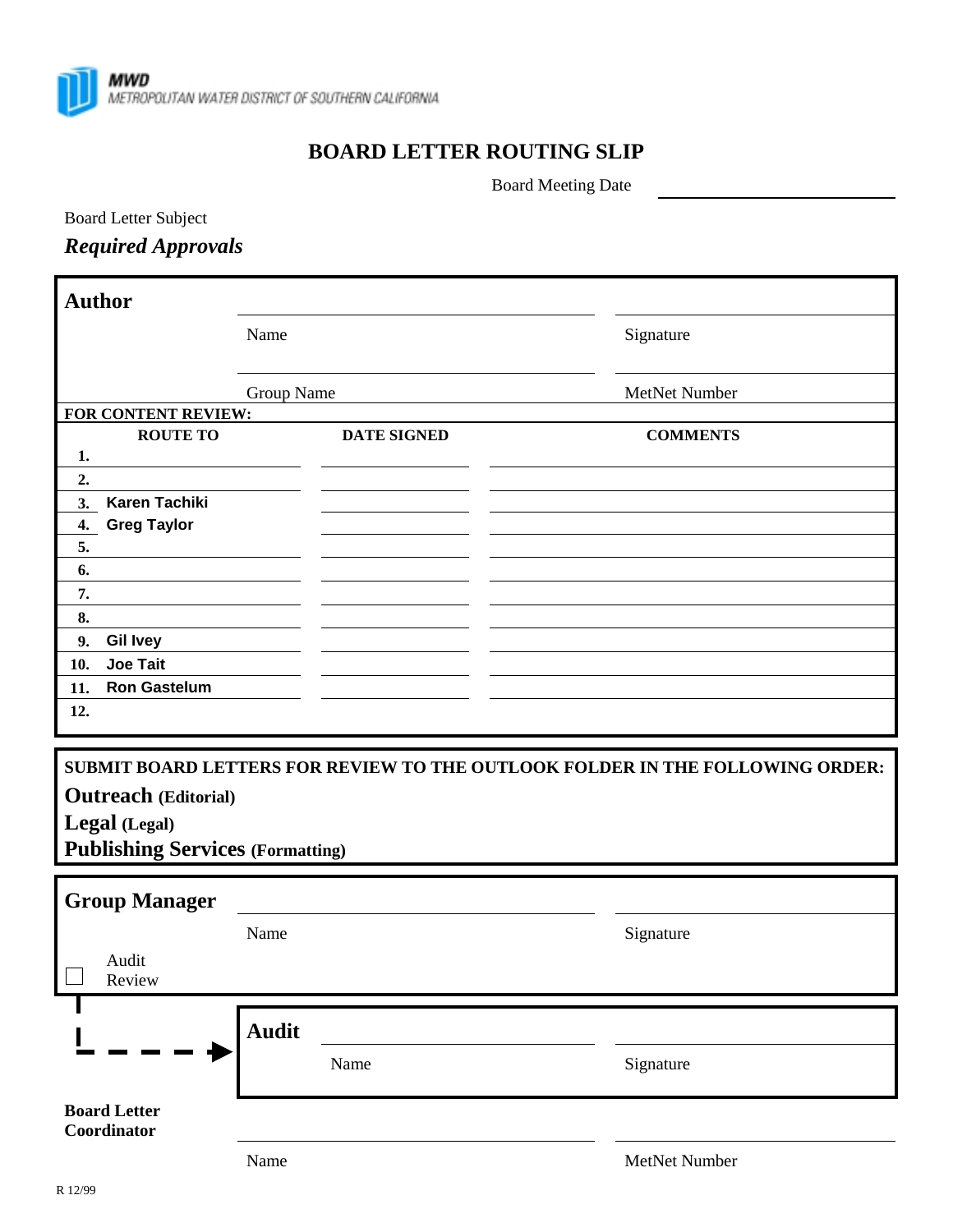**MWD**
METROPOLITAN WATER DISTRICT OF SOUTHERN CALIFORNIA

# BOARD LETTER ROUTING SLIP

Board Meeting Date \_\_\_\_\_\_\_\_\_\_\_\_\_\_\_\_\_\_\_\_

Board Letter Subject

***Required Approvals***

## Author

| | |
|---|---|
| Name | Signature |
| Group Name | MetNet Number |

**FOR CONTENT REVIEW:**

| | ROUTE TO | DATE SIGNED | COMMENTS |
|---|---|---|---|
| **1.** | | | |
| **2.** | | | |
| **3.** | **Karen Tachiki** | | |
| **4.** | **Greg Taylor** | | |
| **5.** | | | |
| **6.** | | | |
| **7.** | | | |
| **8.** | | | |
| **9.** | **Gil Ivey** | | |
| **10.** | **Joe Tait** | | |
| **11.** | **Ron Gastelum** | | |
| **12.** | | | |

**SUBMIT BOARD LETTERS FOR REVIEW TO THE OUTLOOK FOLDER IN THE FOLLOWING ORDER:**

**Outreach (Editorial)**
**Legal (Legal)**
**Publishing Services (Formatting)**

## Group Manager

| | |
|---|---|
| Name | Signature |

☐ Audit Review

## Audit

| | |
|---|---|
| Name | Signature |

**Board Letter Coordinator**

| | |
|---|---|
| Name | MetNet Number |

R 12/99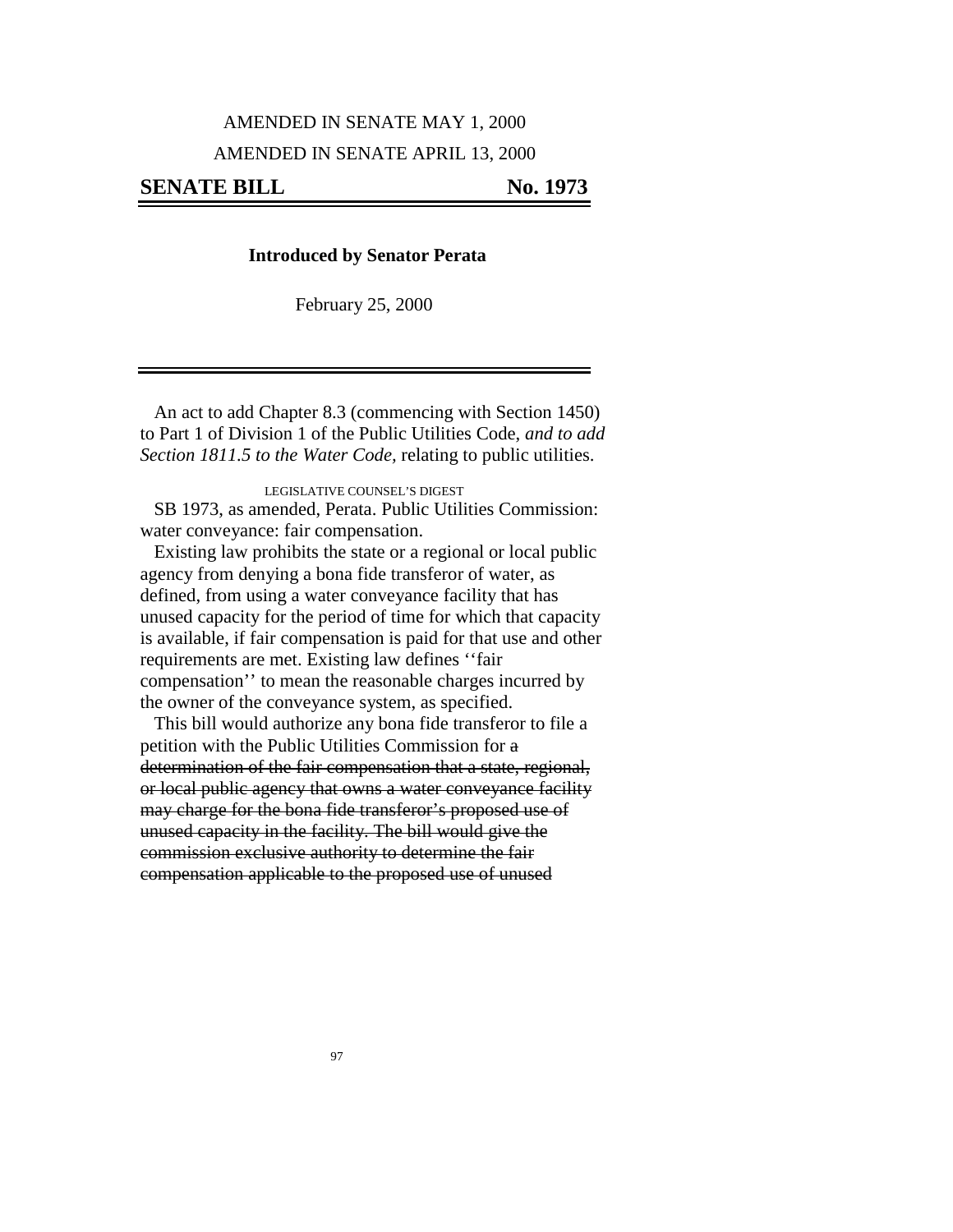AMENDED IN SENATE MAY 1, 2000

AMENDED IN SENATE APRIL 13, 2000

# SENATE BILL No. 1973

**Introduced by Senator Perata**

February 25, 2000

---

An act to add Chapter 8.3 (commencing with Section 1450) to Part 1 of Division 1 of the Public Utilities Code, *and to add Section 1811.5 to the Water Code,* relating to public utilities.

LEGISLATIVE COUNSEL'S DIGEST

SB 1973, as amended, Perata. Public Utilities Commission: water conveyance: fair compensation.

Existing law prohibits the state or a regional or local public agency from denying a bona fide transferor of water, as defined, from using a water conveyance facility that has unused capacity for the period of time for which that capacity is available, if fair compensation is paid for that use and other requirements are met. Existing law defines ''fair compensation'' to mean the reasonable charges incurred by the owner of the conveyance system, as specified.

This bill would authorize any bona fide transferor to file a petition with the Public Utilities Commission for ~~a determination of the fair compensation that a state, regional, or local public agency that owns a water conveyance facility may charge for the bona fide transferor's proposed use of unused capacity in the facility. The bill would give the commission exclusive authority to determine the fair compensation applicable to the proposed use of unused~~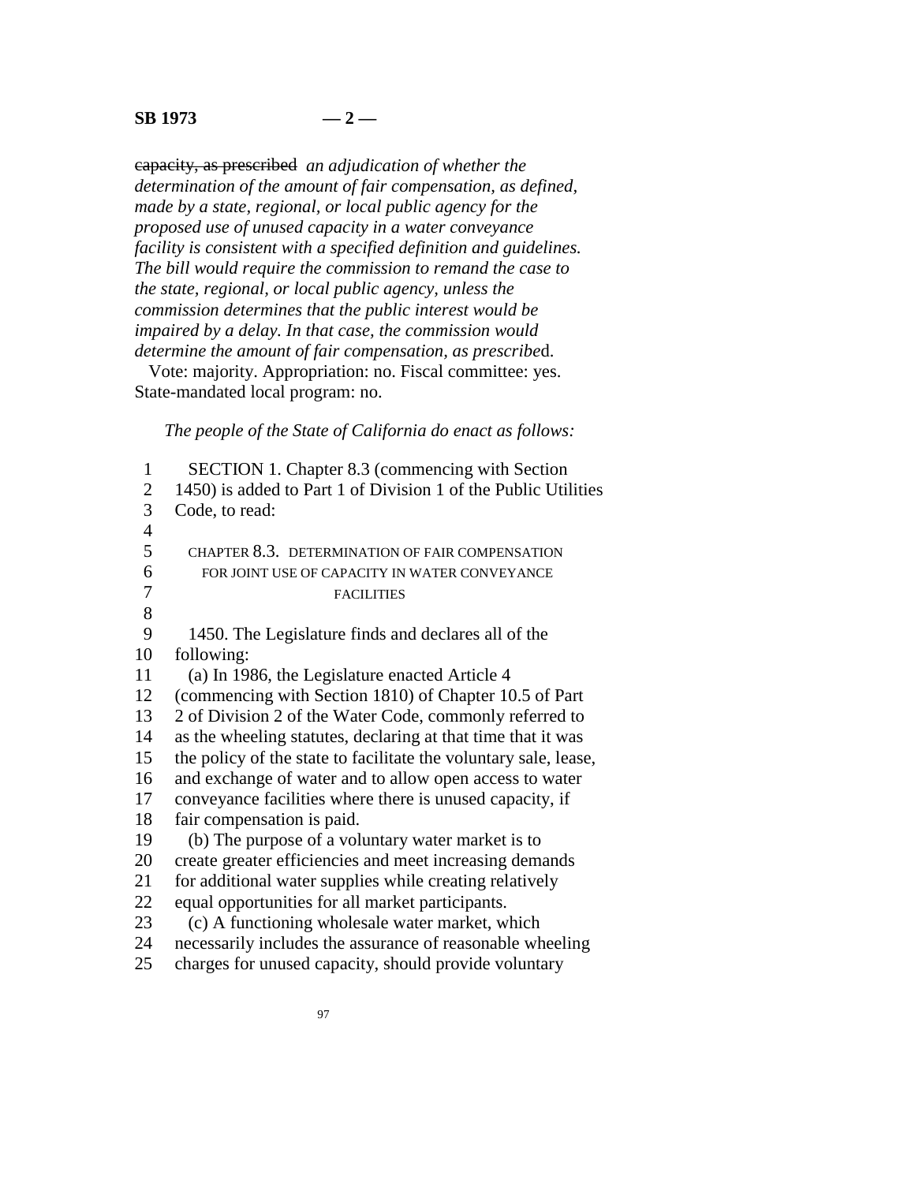~~capacity, as prescribed~~ *an adjudication of whether the determination of the amount of fair compensation, as defined, made by a state, regional, or local public agency for the proposed use of unused capacity in a water conveyance facility is consistent with a specified definition and guidelines. The bill would require the commission to remand the case to the state, regional, or local public agency, unless the commission determines that the public interest would be impaired by a delay. In that case, the commission would determine the amount of fair compensation, as prescribe*d.

Vote: majority. Appropriation: no. Fiscal committee: yes. State-mandated local program: no.

*The people of the State of California do enact as follows:*

SECTION 1. Chapter 8.3 (commencing with Section 1450) is added to Part 1 of Division 1 of the Public Utilities Code, to read:

CHAPTER 8.3. DETERMINATION OF FAIR COMPENSATION FOR JOINT USE OF CAPACITY IN WATER CONVEYANCE FACILITIES

1450. The Legislature finds and declares all of the following:

(a) In 1986, the Legislature enacted Article 4 (commencing with Section 1810) of Chapter 10.5 of Part 2 of Division 2 of the Water Code, commonly referred to as the wheeling statutes, declaring at that time that it was the policy of the state to facilitate the voluntary sale, lease, and exchange of water and to allow open access to water conveyance facilities where there is unused capacity, if fair compensation is paid.

(b) The purpose of a voluntary water market is to create greater efficiencies and meet increasing demands for additional water supplies while creating relatively equal opportunities for all market participants.

(c) A functioning wholesale water market, which necessarily includes the assurance of reasonable wheeling charges for unused capacity, should provide voluntary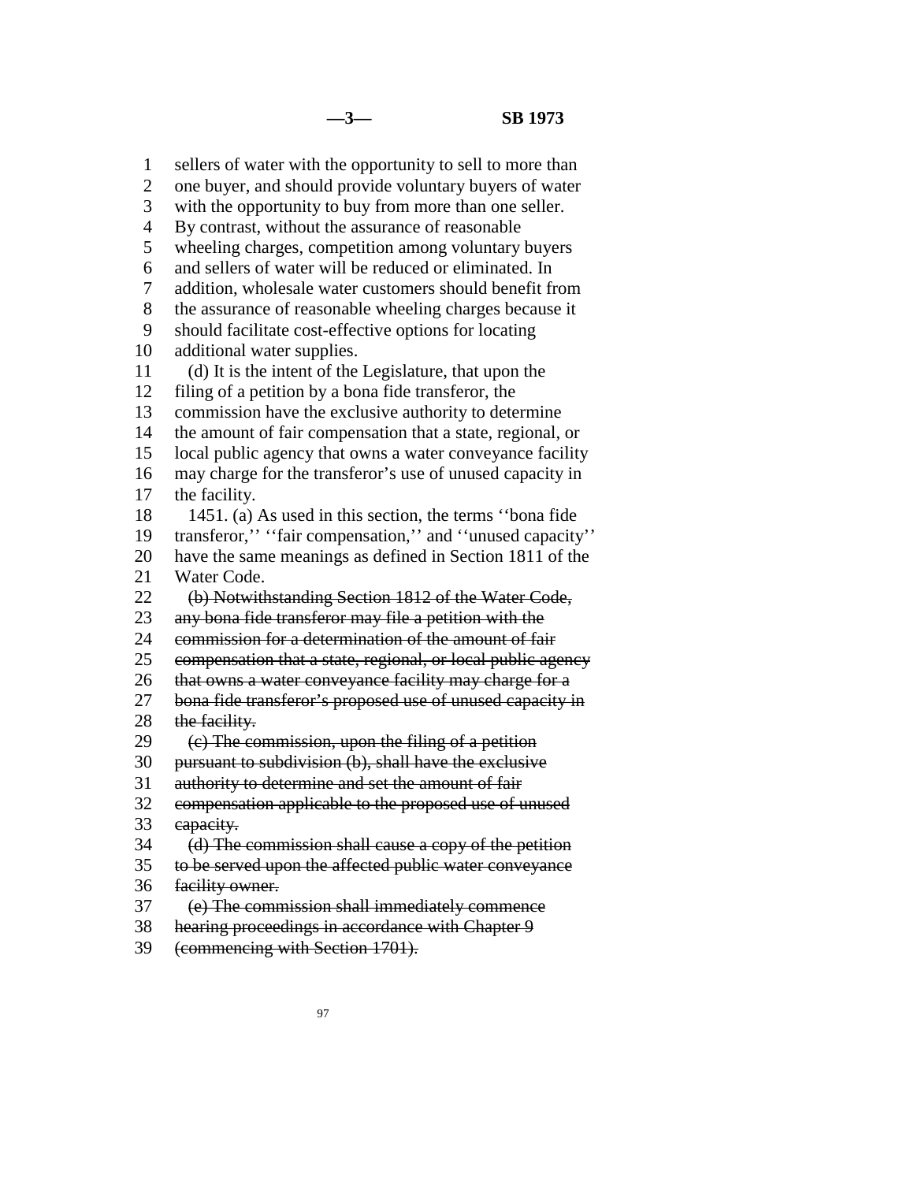sellers of water with the opportunity to sell to more than one buyer, and should provide voluntary buyers of water with the opportunity to buy from more than one seller. By contrast, without the assurance of reasonable wheeling charges, competition among voluntary buyers and sellers of water will be reduced or eliminated. In addition, wholesale water customers should benefit from the assurance of reasonable wheeling charges because it should facilitate cost-effective options for locating additional water supplies.

(d) It is the intent of the Legislature, that upon the filing of a petition by a bona fide transferor, the commission have the exclusive authority to determine the amount of fair compensation that a state, regional, or local public agency that owns a water conveyance facility may charge for the transferor's use of unused capacity in the facility.

1451. (a) As used in this section, the terms ''bona fide transferor,'' ''fair compensation,'' and ''unused capacity'' have the same meanings as defined in Section 1811 of the Water Code.

~~(b) Notwithstanding Section 1812 of the Water Code, any bona fide transferor may file a petition with the commission for a determination of the amount of fair compensation that a state, regional, or local public agency that owns a water conveyance facility may charge for a bona fide transferor's proposed use of unused capacity in the facility.~~

~~(c) The commission, upon the filing of a petition pursuant to subdivision (b), shall have the exclusive authority to determine and set the amount of fair compensation applicable to the proposed use of unused capacity.~~

~~(d) The commission shall cause a copy of the petition to be served upon the affected public water conveyance facility owner.~~

~~(e) The commission shall immediately commence hearing proceedings in accordance with Chapter 9 (commencing with Section 1701).~~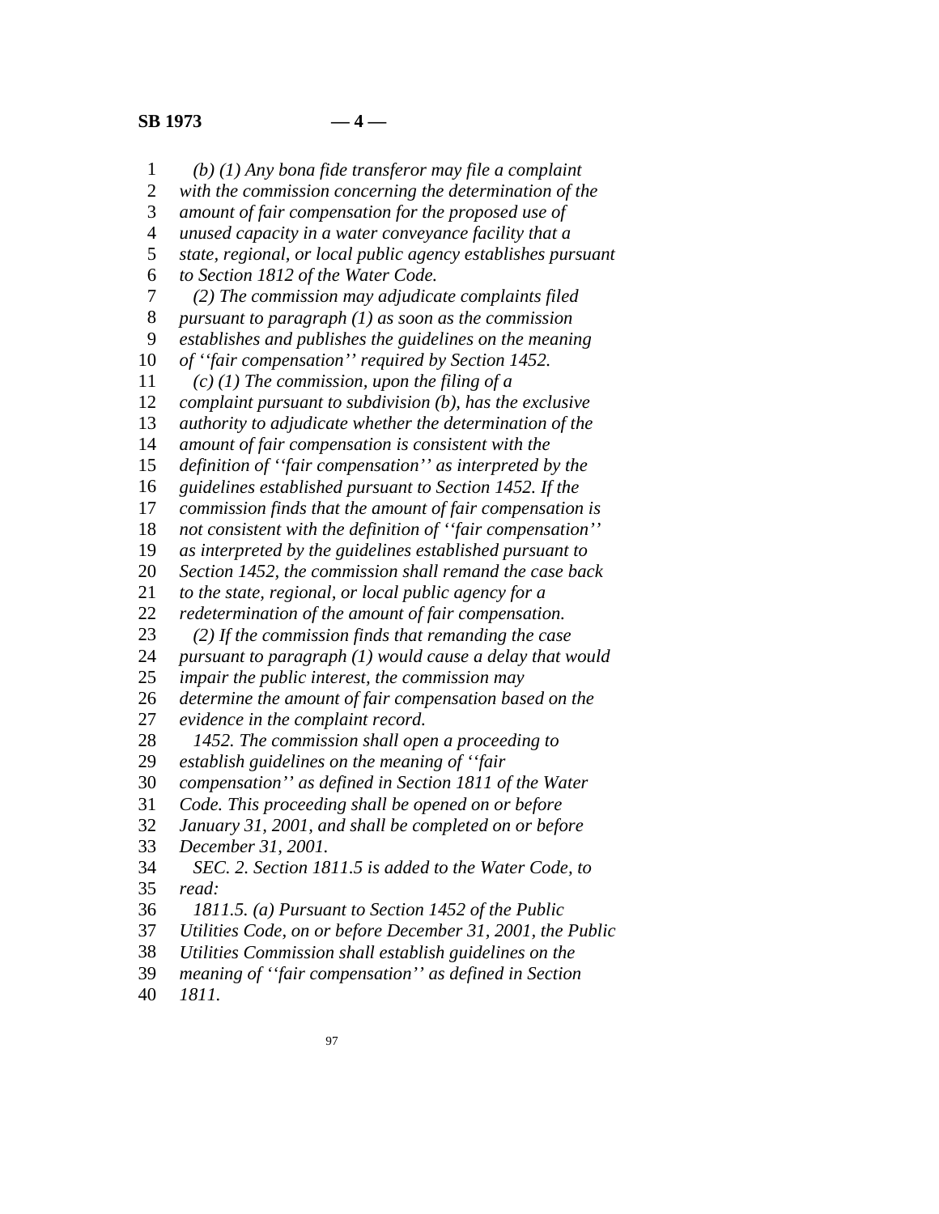*(b) (1) Any bona fide transferor may file a complaint with the commission concerning the determination of the amount of fair compensation for the proposed use of unused capacity in a water conveyance facility that a state, regional, or local public agency establishes pursuant to Section 1812 of the Water Code.*

*(2) The commission may adjudicate complaints filed pursuant to paragraph (1) as soon as the commission establishes and publishes the guidelines on the meaning of ''fair compensation'' required by Section 1452.*

*(c) (1) The commission, upon the filing of a complaint pursuant to subdivision (b), has the exclusive authority to adjudicate whether the determination of the amount of fair compensation is consistent with the definition of ''fair compensation'' as interpreted by the guidelines established pursuant to Section 1452. If the commission finds that the amount of fair compensation is not consistent with the definition of ''fair compensation'' as interpreted by the guidelines established pursuant to Section 1452, the commission shall remand the case back to the state, regional, or local public agency for a redetermination of the amount of fair compensation.*

*(2) If the commission finds that remanding the case pursuant to paragraph (1) would cause a delay that would impair the public interest, the commission may determine the amount of fair compensation based on the evidence in the complaint record.*

*1452. The commission shall open a proceeding to establish guidelines on the meaning of ''fair compensation'' as defined in Section 1811 of the Water Code. This proceeding shall be opened on or before January 31, 2001, and shall be completed on or before December 31, 2001.*

*SEC. 2. Section 1811.5 is added to the Water Code, to read:*

*1811.5. (a) Pursuant to Section 1452 of the Public Utilities Code, on or before December 31, 2001, the Public Utilities Commission shall establish guidelines on the meaning of ''fair compensation'' as defined in Section 1811.*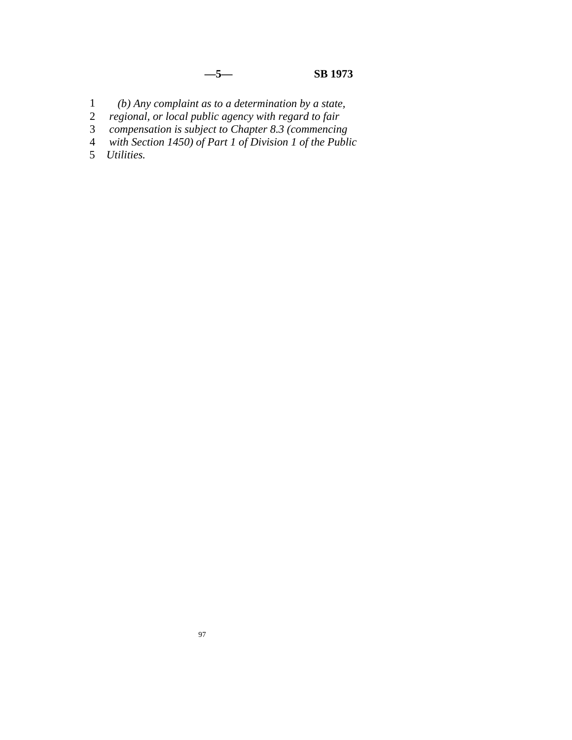*(b) Any complaint as to a determination by a state, regional, or local public agency with regard to fair compensation is subject to Chapter 8.3 (commencing with Section 1450) of Part 1 of Division 1 of the Public Utilities.*